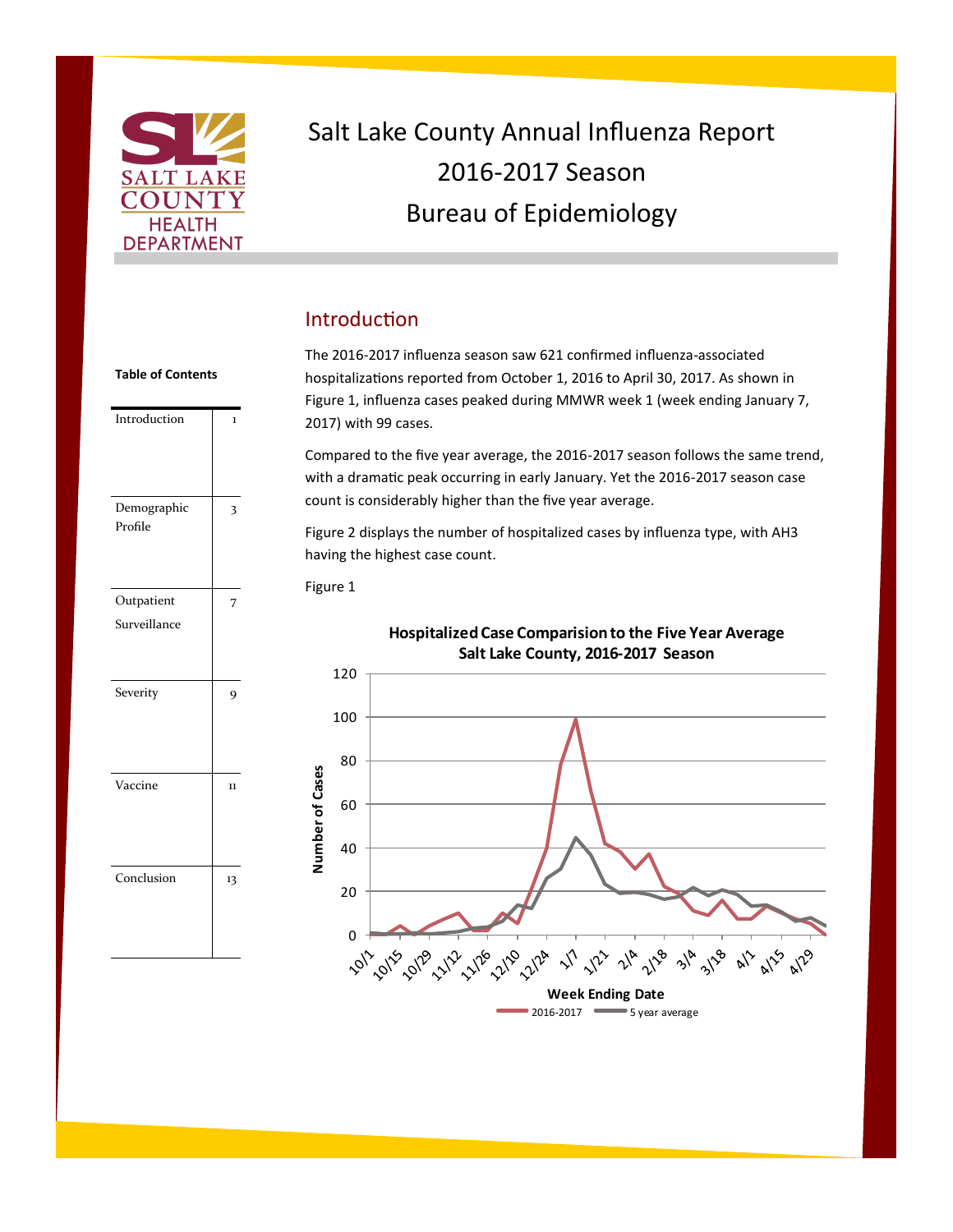# Salt Lake County Annual Influenza Report
# 2016-2017 Season
# Bureau of Epidemiology

**Table of Contents**

| | |
|---|---|
| Introduction | 1 |
| Demographic Profile | 3 |
| Outpatient Surveillance | 7 |
| Severity | 9 |
| Vaccine | 11 |
| Conclusion | 13 |

## Introduction

The 2016-2017 influenza season saw 621 confirmed influenza-associated hospitalizations reported from October 1, 2016 to April 30, 2017. As shown in Figure 1, influenza cases peaked during MMWR week 1 (week ending January 7, 2017) with 99 cases.

Compared to the five year average, the 2016-2017 season follows the same trend, with a dramatic peak occurring in early January. Yet the 2016-2017 season case count is considerably higher than the five year average.

Figure 2 displays the number of hospitalized cases by influenza type, with AH3 having the highest case count.

Figure 1

**Hospitalized Case Comparision to the Five Year Average Salt Lake County, 2016-2017 Season**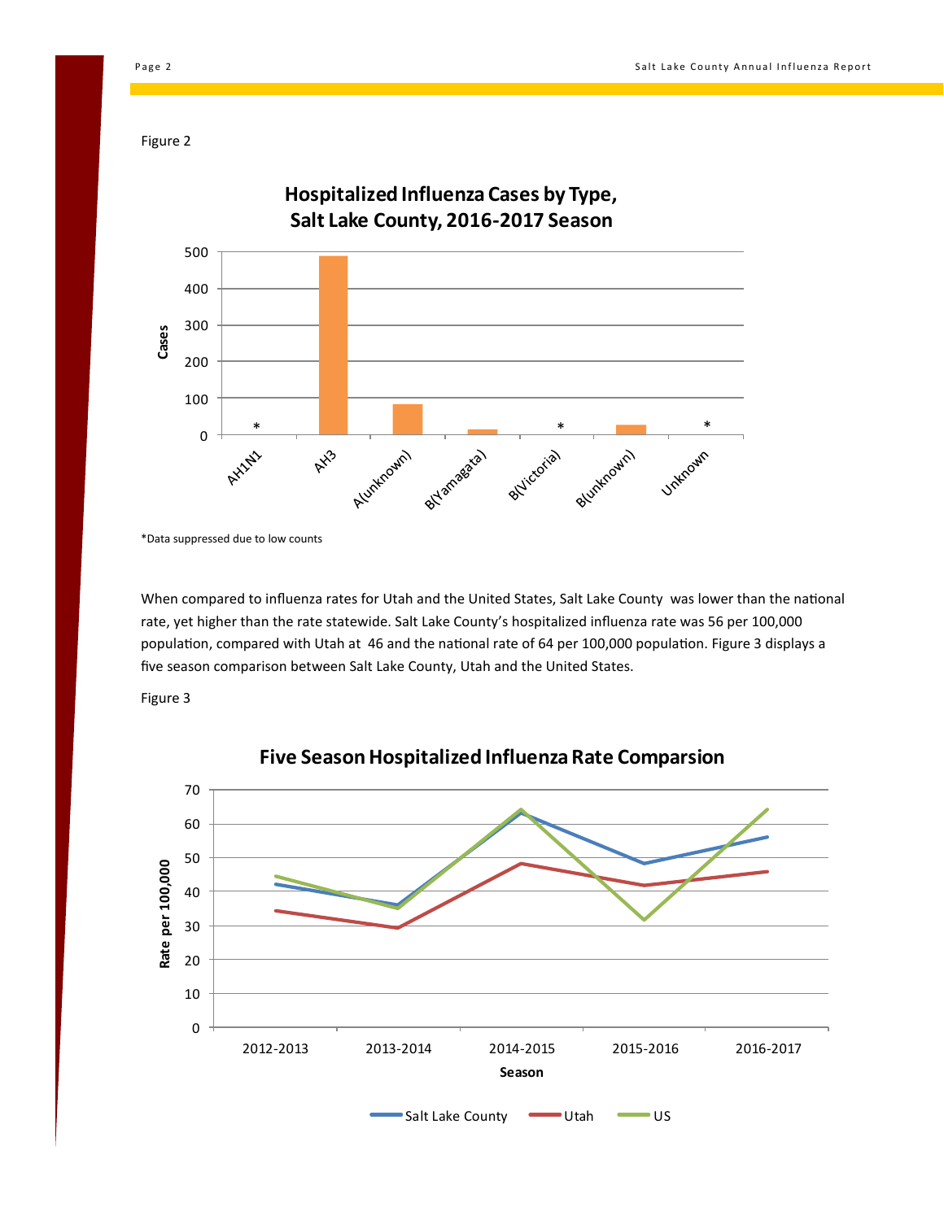Figure 2

**Hospitalized Influenza Cases by Type, Salt Lake County, 2016-2017 Season**

*Data suppressed due to low counts

When compared to influenza rates for Utah and the United States, Salt Lake County was lower than the national rate, yet higher than the rate statewide. Salt Lake County's hospitalized influenza rate was 56 per 100,000 population, compared with Utah at 46 and the national rate of 64 per 100,000 population. Figure 3 displays a five season comparison between Salt Lake County, Utah and the United States.

Figure 3

**Five Season Hospitalized Influenza Rate Comparsion**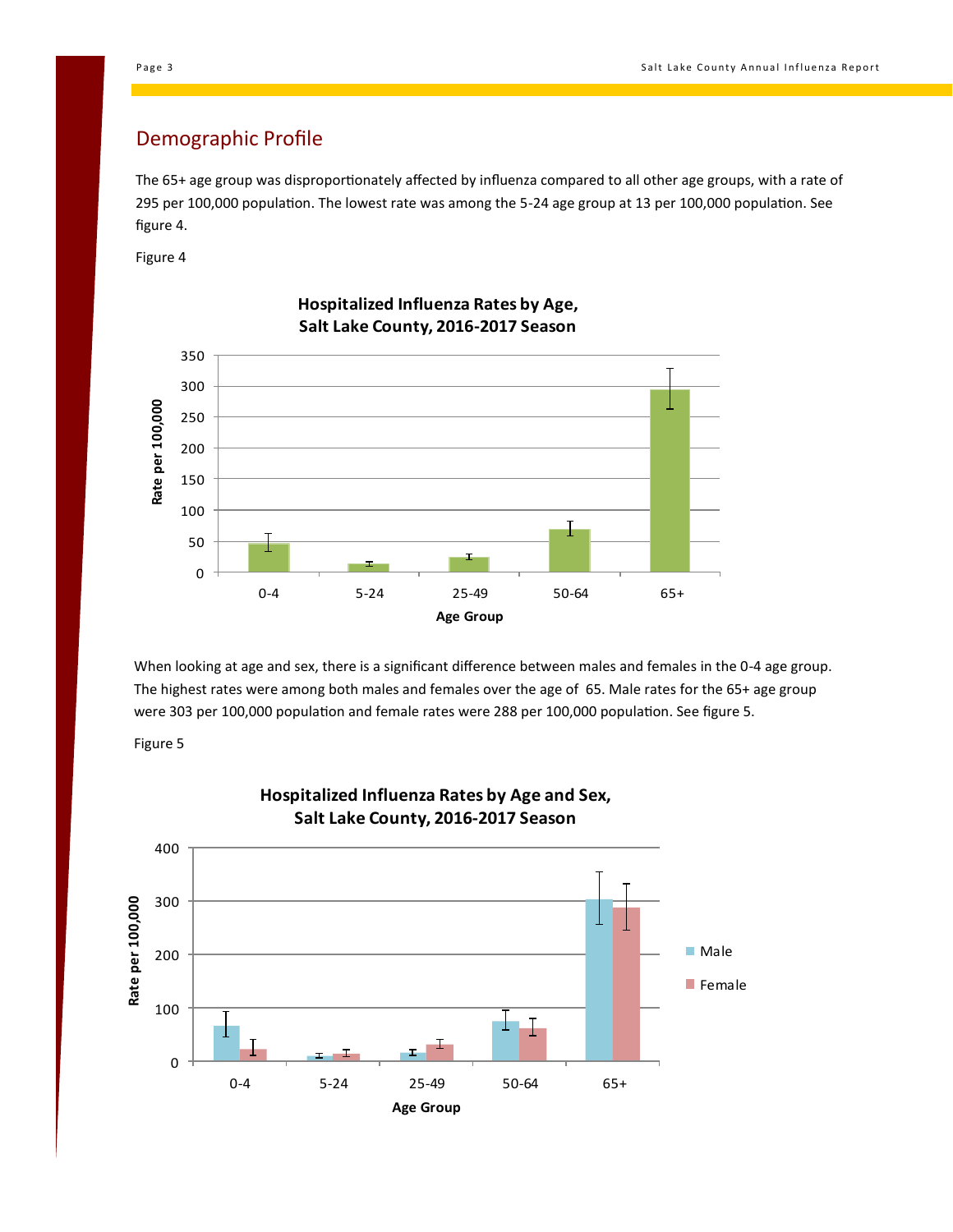## Demographic Profile

The 65+ age group was disproportionately affected by influenza compared to all other age groups, with a rate of 295 per 100,000 population. The lowest rate was among the 5-24 age group at 13 per 100,000 population. See figure 4.

Figure 4

When looking at age and sex, there is a significant difference between males and females in the 0-4 age group. The highest rates were among both males and females over the age of 65. Male rates for the 65+ age group were 303 per 100,000 population and female rates were 288 per 100,000 population. See figure 5.

Figure 5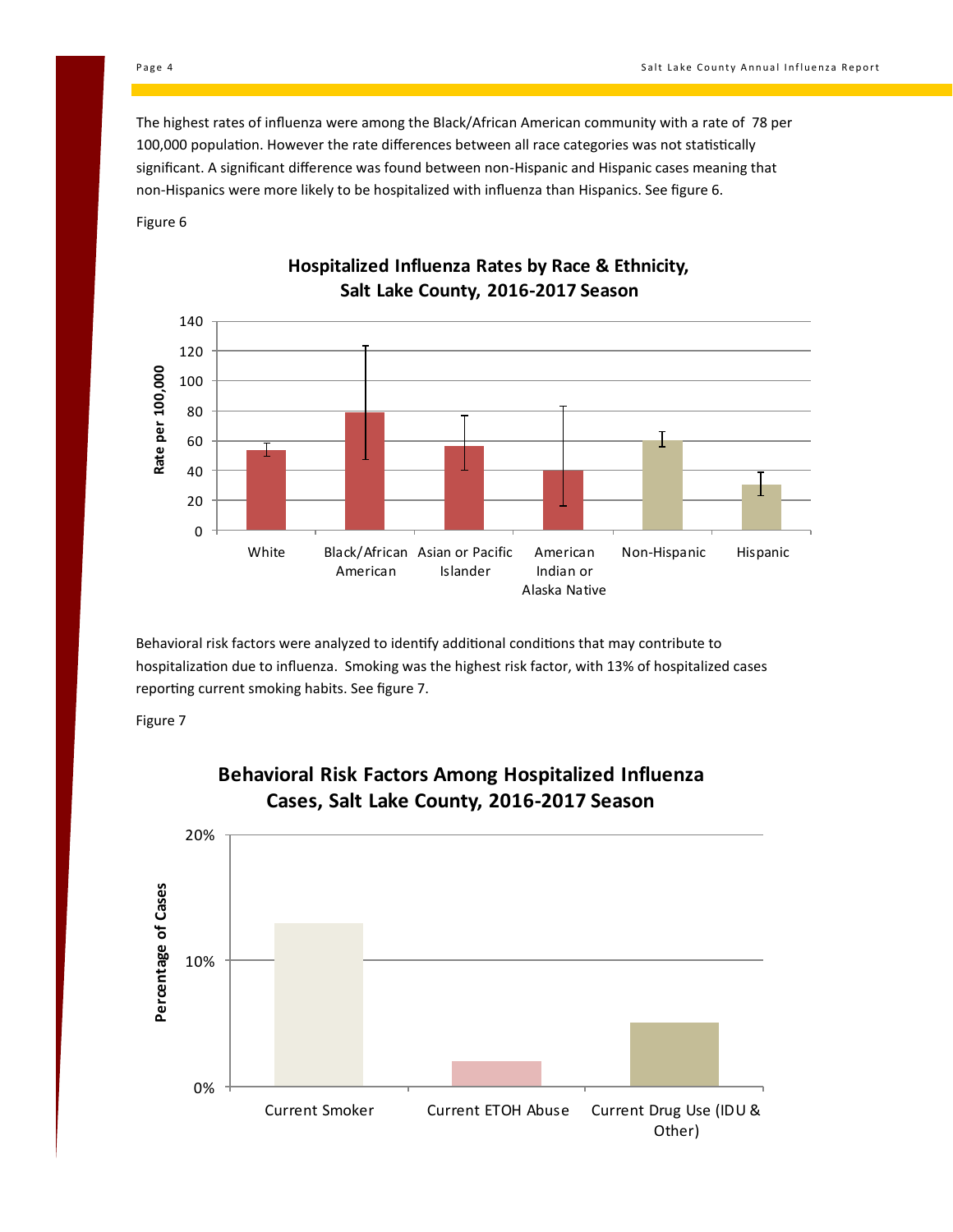The highest rates of influenza were among the Black/African American community with a rate of 78 per 100,000 population. However the rate differences between all race categories was not statistically significant. A significant difference was found between non-Hispanic and Hispanic cases meaning that non-Hispanics were more likely to be hospitalized with influenza than Hispanics. See figure 6.

Figure 6

**Hospitalized Influenza Rates by Race & Ethnicity, Salt Lake County, 2016-2017 Season**

Behavioral risk factors were analyzed to identify additional conditions that may contribute to hospitalization due to influenza. Smoking was the highest risk factor, with 13% of hospitalized cases reporting current smoking habits. See figure 7.

Figure 7

**Behavioral Risk Factors Among Hospitalized Influenza Cases, Salt Lake County, 2016-2017 Season**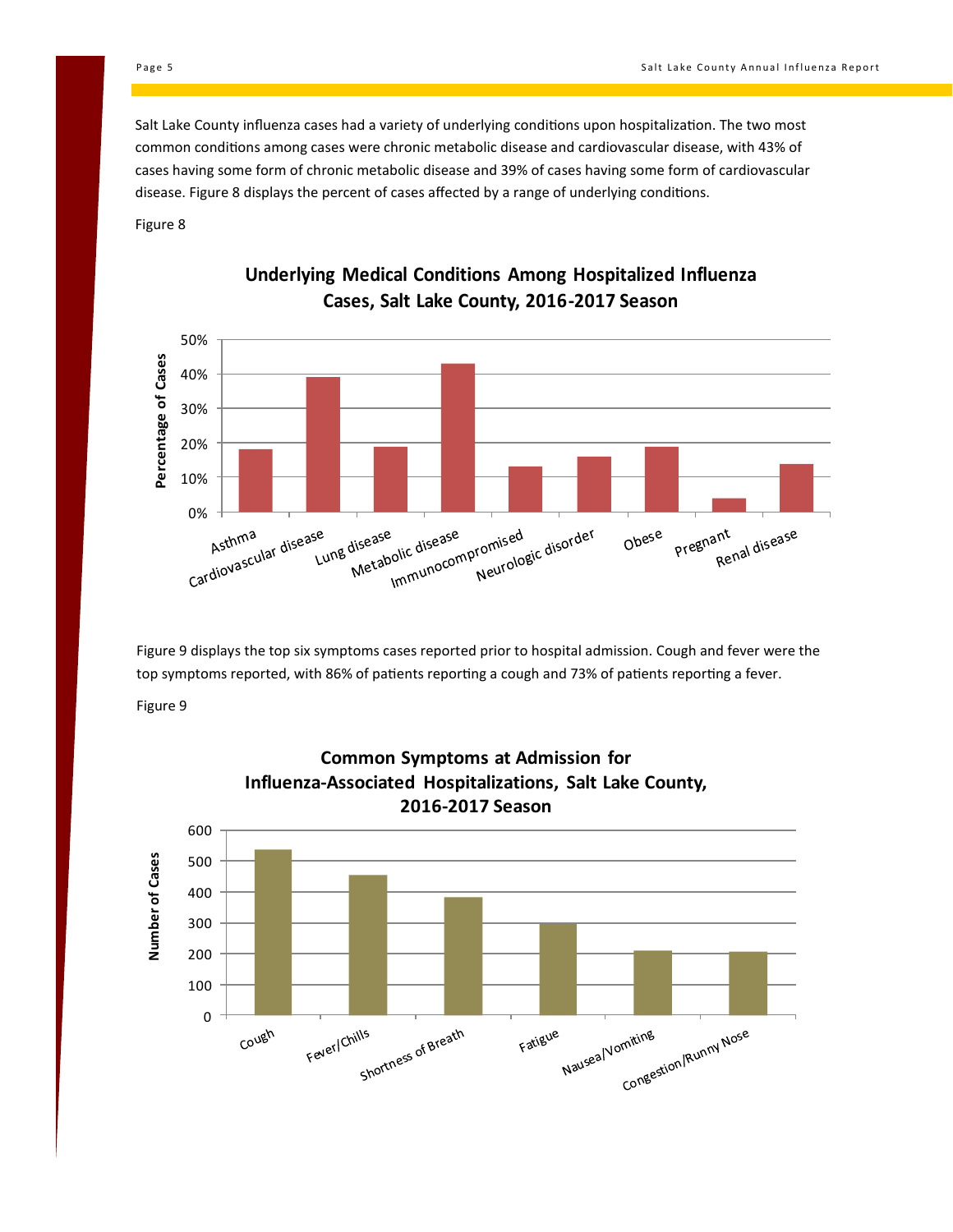Salt Lake County influenza cases had a variety of underlying conditions upon hospitalization. The two most common conditions among cases were chronic metabolic disease and cardiovascular disease, with 43% of cases having some form of chronic metabolic disease and 39% of cases having some form of cardiovascular disease. Figure 8 displays the percent of cases affected by a range of underlying conditions.

Figure 8

**Underlying Medical Conditions Among Hospitalized Influenza Cases, Salt Lake County, 2016-2017 Season**

Percentage of Cases: 0%, 10%, 20%, 30%, 40%, 50%

Asthma, Cardiovascular disease, Lung disease, Metabolic disease, Immunocompromised, Neurologic disorder, Obese, Pregnant, Renal disease

Figure 9 displays the top six symptoms cases reported prior to hospital admission. Cough and fever were the top symptoms reported, with 86% of patients reporting a cough and 73% of patients reporting a fever.

Figure 9

**Common Symptoms at Admission for Influenza-Associated Hospitalizations, Salt Lake County, 2016-2017 Season**

Number of Cases: 0, 100, 200, 300, 400, 500, 600

Cough, Fever/Chills, Shortness of Breath, Fatigue, Nausea/Vomiting, Congestion/Runny Nose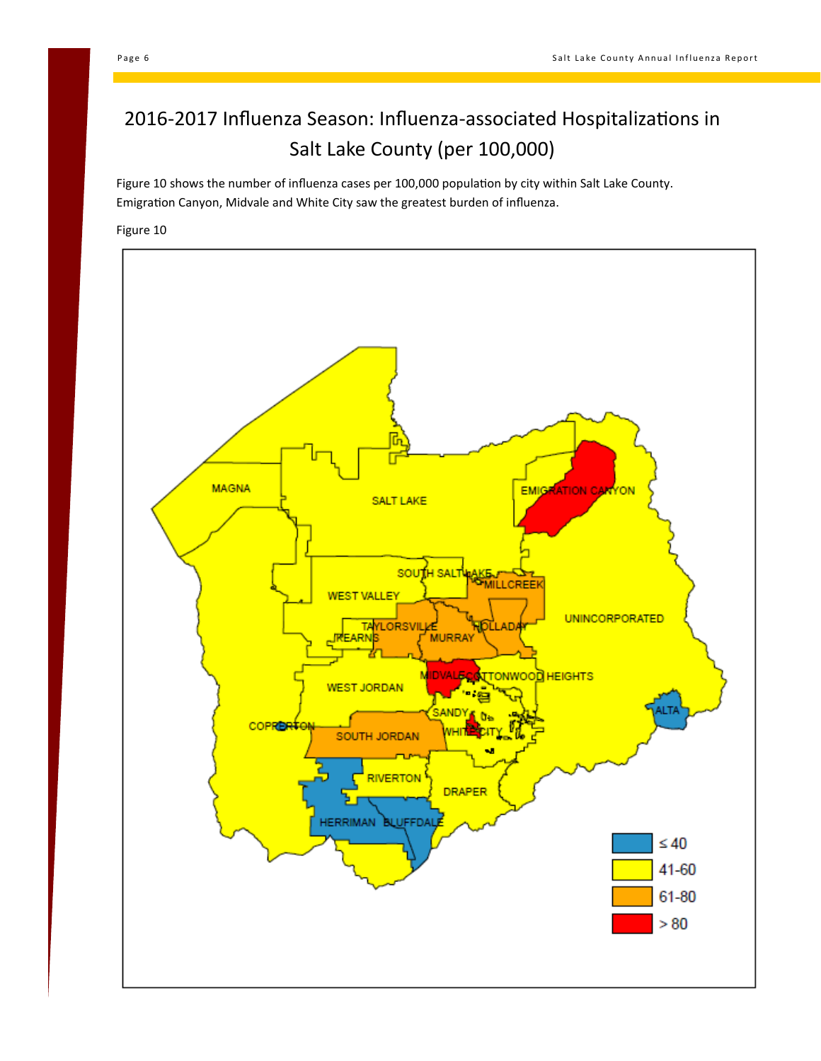# 2016-2017 Influenza Season: Influenza-associated Hospitalizations in Salt Lake County (per 100,000)

Figure 10 shows the number of influenza cases per 100,000 population by city within Salt Lake County. Emigration Canyon, Midvale and White City saw the greatest burden of influenza.

Figure 10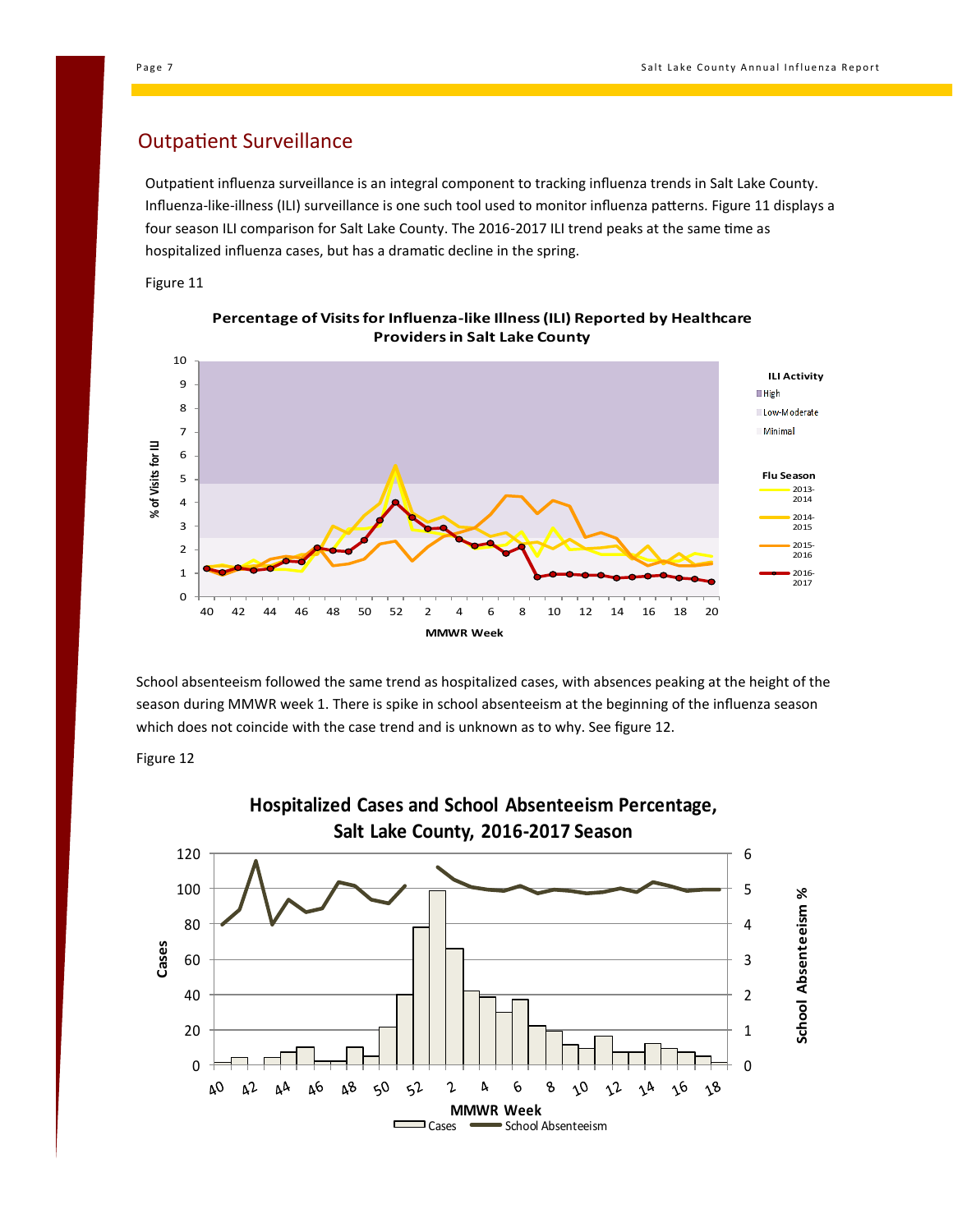## Outpatient Surveillance

Outpatient influenza surveillance is an integral component to tracking influenza trends in Salt Lake County. Influenza-like-illness (ILI) surveillance is one such tool used to monitor influenza patterns. Figure 11 displays a four season ILI comparison for Salt Lake County. The 2016-2017 ILI trend peaks at the same time as hospitalized influenza cases, but has a dramatic decline in the spring.

Figure 11

**Percentage of Visits for Influenza-like Illness (ILI) Reported by Healthcare Providers in Salt Lake County**

School absenteeism followed the same trend as hospitalized cases, with absences peaking at the height of the season during MMWR week 1. There is spike in school absenteeism at the beginning of the influenza season which does not coincide with the case trend and is unknown as to why. See figure 12.

Figure 12

**Hospitalized Cases and School Absenteeism Percentage, Salt Lake County, 2016-2017 Season**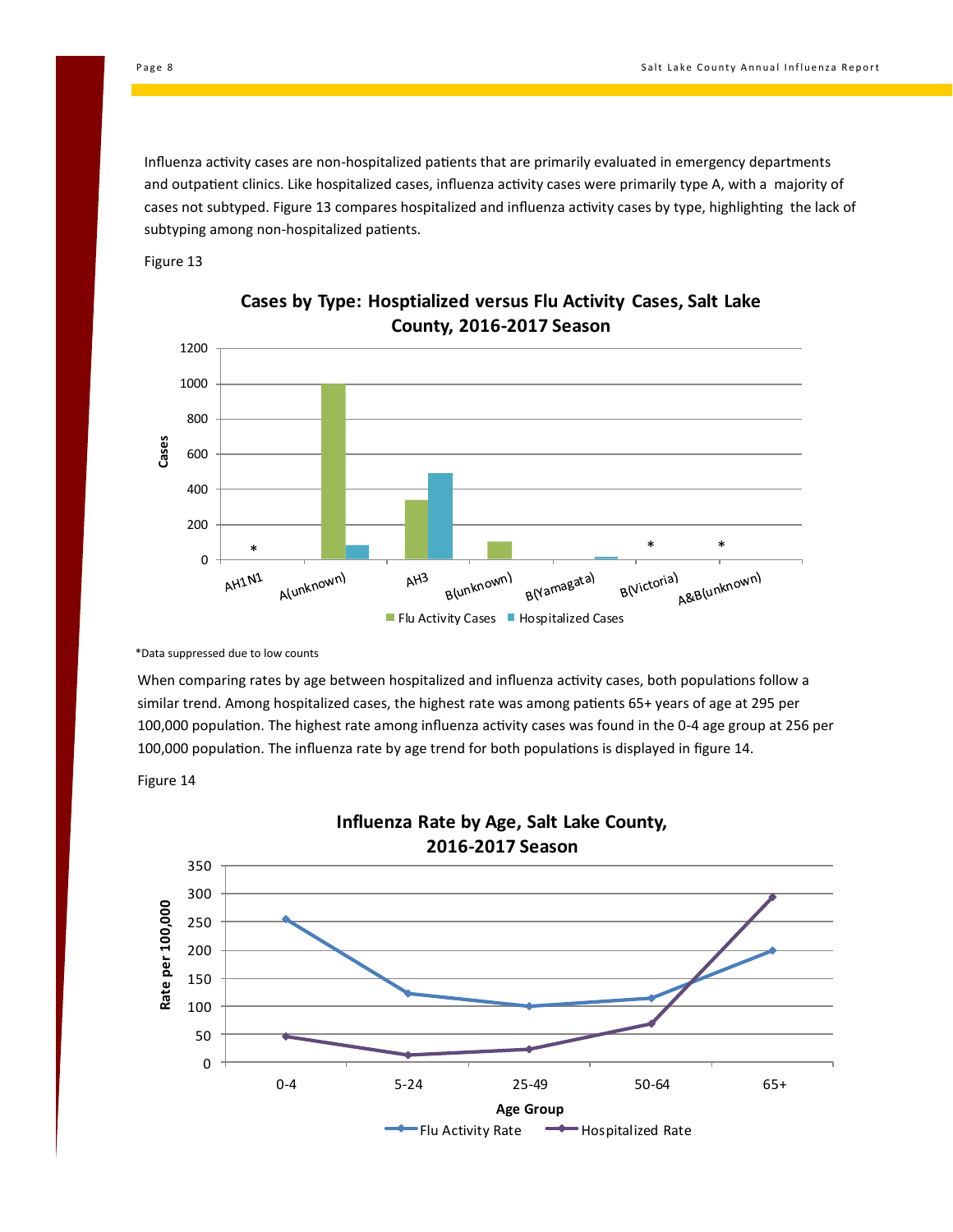Influenza activity cases are non-hospitalized patients that are primarily evaluated in emergency departments and outpatient clinics. Like hospitalized cases, influenza activity cases were primarily type A, with a majority of cases not subtyped. Figure 13 compares hospitalized and influenza activity cases by type, highlighting the lack of subtyping among non-hospitalized patients.

Figure 13

**Cases by Type: Hosptialized versus Flu Activity Cases, Salt Lake County, 2016-2017 Season**

*Data suppressed due to low counts

When comparing rates by age between hospitalized and influenza activity cases, both populations follow a similar trend. Among hospitalized cases, the highest rate was among patients 65+ years of age at 295 per 100,000 population. The highest rate among influenza activity cases was found in the 0-4 age group at 256 per 100,000 population. The influenza rate by age trend for both populations is displayed in figure 14.

Figure 14

**Influenza Rate by Age, Salt Lake County, 2016-2017 Season**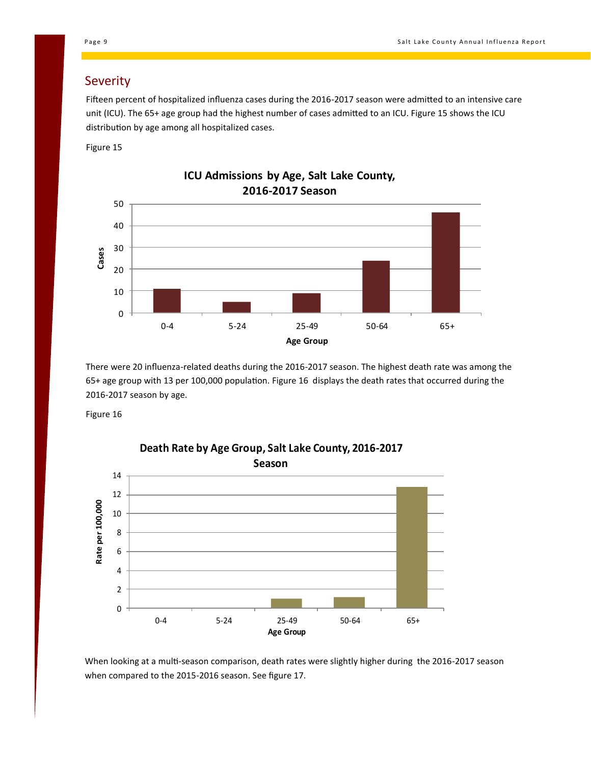## Severity

Fifteen percent of hospitalized influenza cases during the 2016-2017 season were admitted to an intensive care unit (ICU). The 65+ age group had the highest number of cases admitted to an ICU. Figure 15 shows the ICU distribution by age among all hospitalized cases.

Figure 15

**ICU Admissions by Age, Salt Lake County, 2016-2017 Season**

There were 20 influenza-related deaths during the 2016-2017 season. The highest death rate was among the 65+ age group with 13 per 100,000 population. Figure 16 displays the death rates that occurred during the 2016-2017 season by age.

Figure 16

**Death Rate by Age Group, Salt Lake County, 2016-2017 Season**

When looking at a multi-season comparison, death rates were slightly higher during the 2016-2017 season when compared to the 2015-2016 season. See figure 17.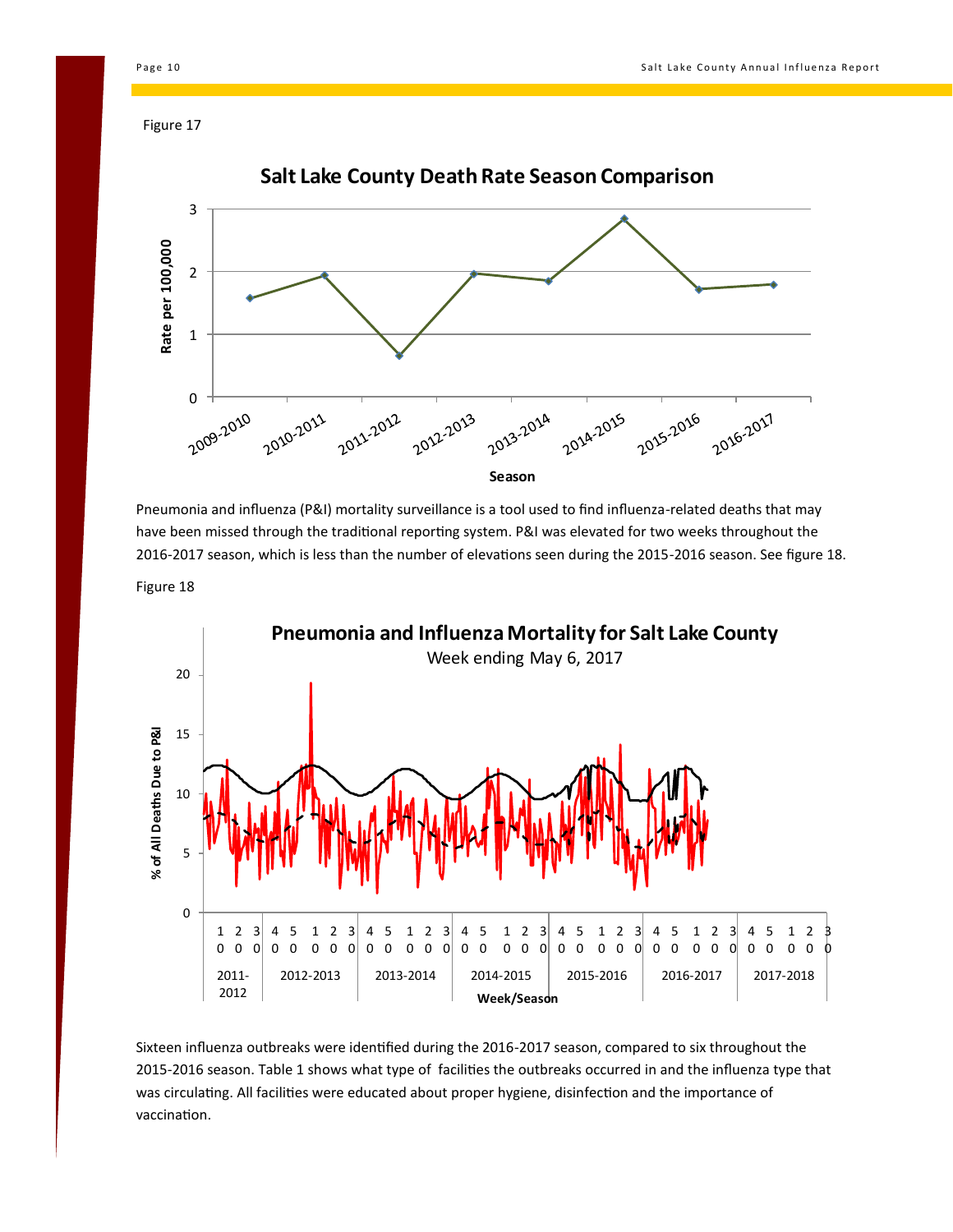Figure 17

Pneumonia and influenza (P&I) mortality surveillance is a tool used to find influenza-related deaths that may have been missed through the traditional reporting system. P&I was elevated for two weeks throughout the 2016-2017 season, which is less than the number of elevations seen during the 2015-2016 season. See figure 18.

Figure 18

Sixteen influenza outbreaks were identified during the 2016-2017 season, compared to six throughout the 2015-2016 season. Table 1 shows what type of facilities the outbreaks occurred in and the influenza type that was circulating. All facilities were educated about proper hygiene, disinfection and the importance of vaccination.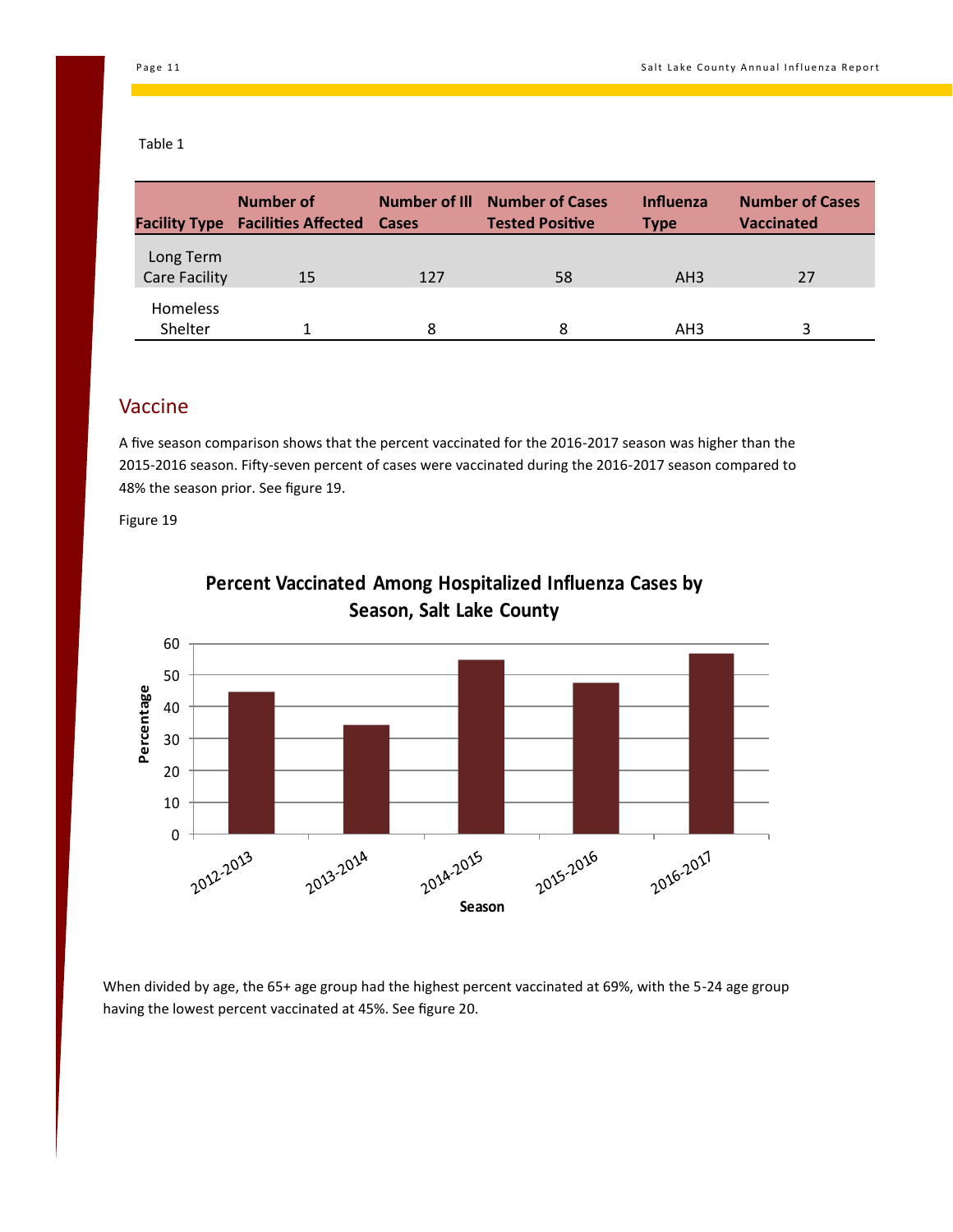Table 1

| Facility Type | Number of Facilities Affected | Number of Ill Cases | Number of Cases Tested Positive | Influenza Type | Number of Cases Vaccinated |
|---|---|---|---|---|---|
| Long Term Care Facility | 15 | 127 | 58 | AH3 | 27 |
| Homeless Shelter | 1 | 8 | 8 | AH3 | 3 |

## Vaccine

A five season comparison shows that the percent vaccinated for the 2016-2017 season was higher than the 2015-2016 season. Fifty-seven percent of cases were vaccinated during the 2016-2017 season compared to 48% the season prior. See figure 19.

Figure 19

**Percent Vaccinated Among Hospitalized Influenza Cases by Season, Salt Lake County**

When divided by age, the 65+ age group had the highest percent vaccinated at 69%, with the 5-24 age group having the lowest percent vaccinated at 45%. See figure 20.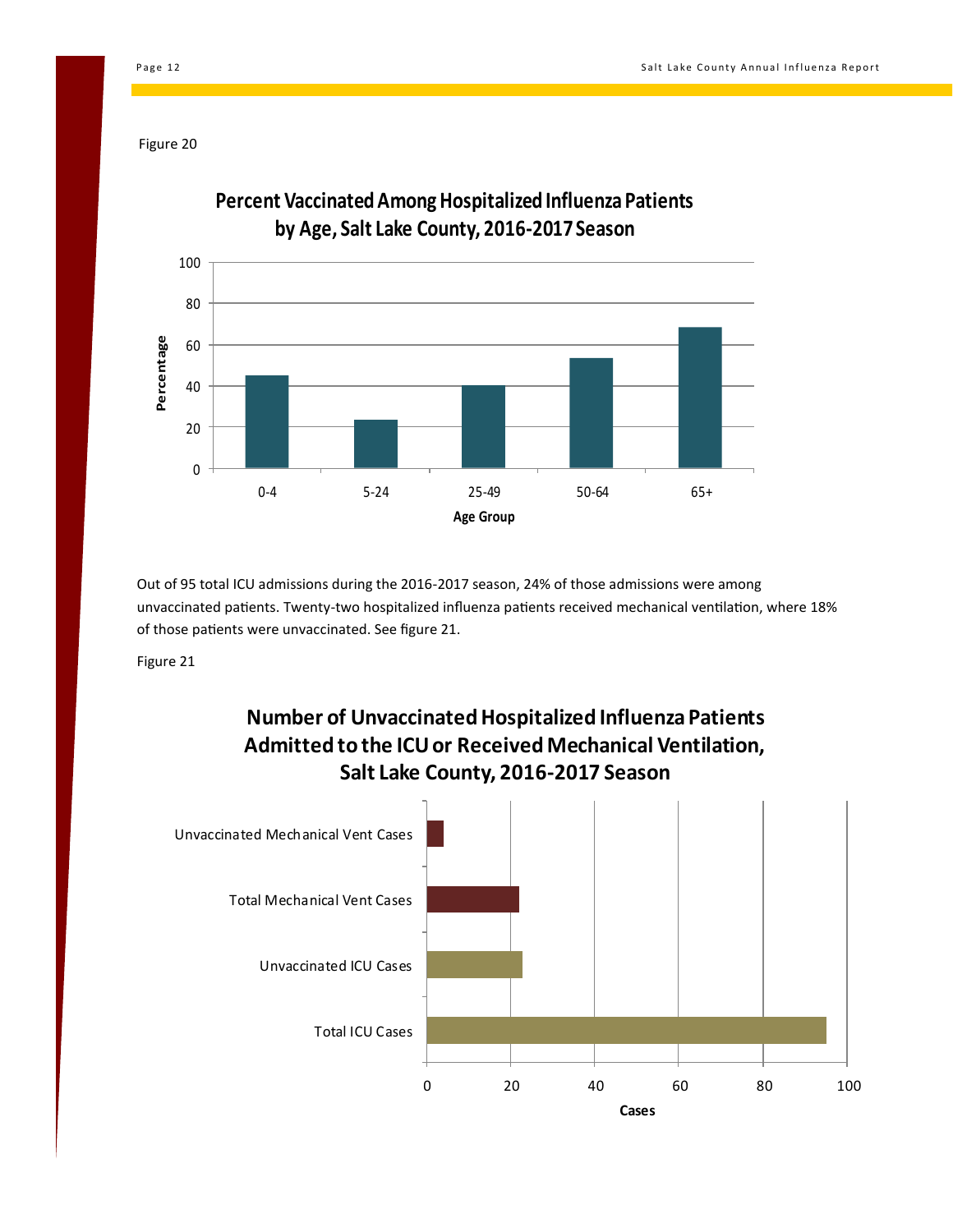Figure 20

**Percent Vaccinated Among Hospitalized Influenza Patients by Age, Salt Lake County, 2016-2017 Season**

Out of 95 total ICU admissions during the 2016-2017 season, 24% of those admissions were among unvaccinated patients. Twenty-two hospitalized influenza patients received mechanical ventilation, where 18% of those patients were unvaccinated. See figure 21.

Figure 21

**Number of Unvaccinated Hospitalized Influenza Patients Admitted to the ICU or Received Mechanical Ventilation, Salt Lake County, 2016-2017 Season**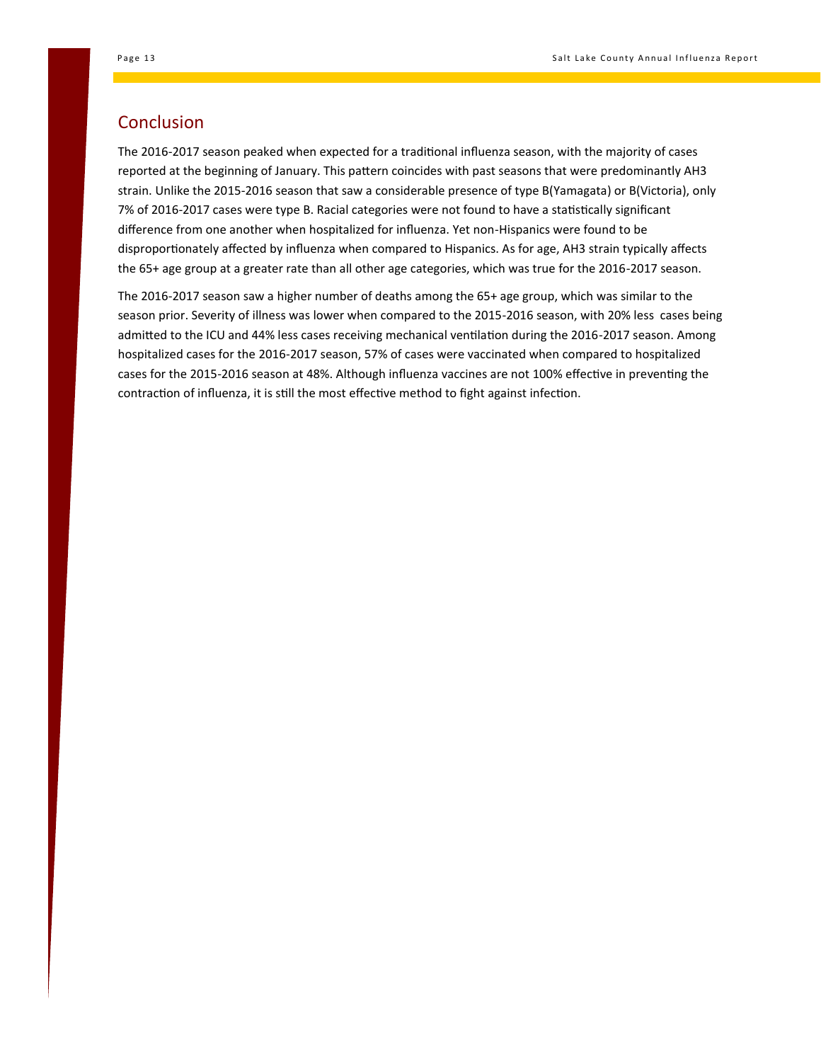## Conclusion

The 2016-2017 season peaked when expected for a traditional influenza season, with the majority of cases reported at the beginning of January. This pattern coincides with past seasons that were predominantly AH3 strain. Unlike the 2015-2016 season that saw a considerable presence of type B(Yamagata) or B(Victoria), only 7% of 2016-2017 cases were type B. Racial categories were not found to have a statistically significant difference from one another when hospitalized for influenza. Yet non-Hispanics were found to be disproportionately affected by influenza when compared to Hispanics. As for age, AH3 strain typically affects the 65+ age group at a greater rate than all other age categories, which was true for the 2016-2017 season.

The 2016-2017 season saw a higher number of deaths among the 65+ age group, which was similar to the season prior. Severity of illness was lower when compared to the 2015-2016 season, with 20% less cases being admitted to the ICU and 44% less cases receiving mechanical ventilation during the 2016-2017 season. Among hospitalized cases for the 2016-2017 season, 57% of cases were vaccinated when compared to hospitalized cases for the 2015-2016 season at 48%. Although influenza vaccines are not 100% effective in preventing the contraction of influenza, it is still the most effective method to fight against infection.